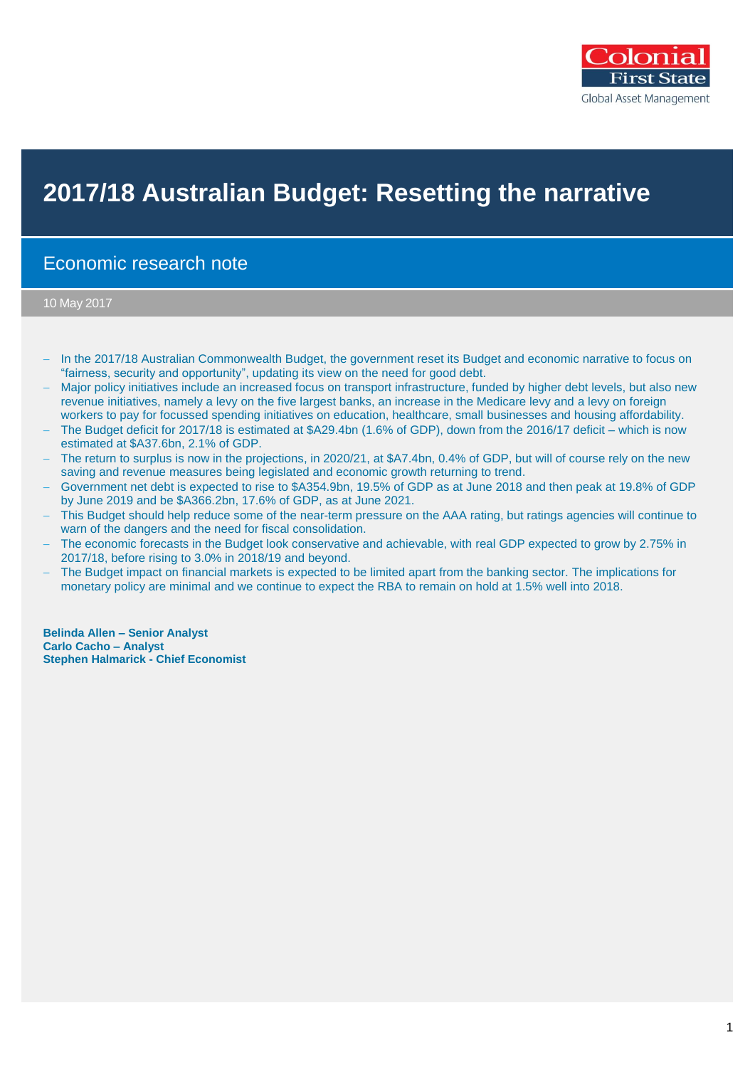Colonial First State Global Asset Management

# 2017/18 Australian Budget: Resetting the narrative

## Economic research note

10 May 2017

- In the 2017/18 Australian Commonwealth Budget, the government reset its Budget and economic narrative to focus on "fairness, security and opportunity", updating its view on the need for good debt.
- Major policy initiatives include an increased focus on transport infrastructure, funded by higher debt levels, but also new revenue initiatives, namely a levy on the five largest banks, an increase in the Medicare levy and a levy on foreign workers to pay for focussed spending initiatives on education, healthcare, small businesses and housing affordability.
- The Budget deficit for 2017/18 is estimated at $A29.4bn (1.6% of GDP), down from the 2016/17 deficit – which is now estimated at $A37.6bn, 2.1% of GDP.
- The return to surplus is now in the projections, in 2020/21, at $A7.4bn, 0.4% of GDP, but will of course rely on the new saving and revenue measures being legislated and economic growth returning to trend.
- Government net debt is expected to rise to $A354.9bn, 19.5% of GDP as at June 2018 and then peak at 19.8% of GDP by June 2019 and be $A366.2bn, 17.6% of GDP, as at June 2021.
- This Budget should help reduce some of the near-term pressure on the AAA rating, but ratings agencies will continue to warn of the dangers and the need for fiscal consolidation.
- The economic forecasts in the Budget look conservative and achievable, with real GDP expected to grow by 2.75% in 2017/18, before rising to 3.0% in 2018/19 and beyond.
- The Budget impact on financial markets is expected to be limited apart from the banking sector. The implications for monetary policy are minimal and we continue to expect the RBA to remain on hold at 1.5% well into 2018.

**Belinda Allen – Senior Analyst**
**Carlo Cacho – Analyst**
**Stephen Halmarick - Chief Economist**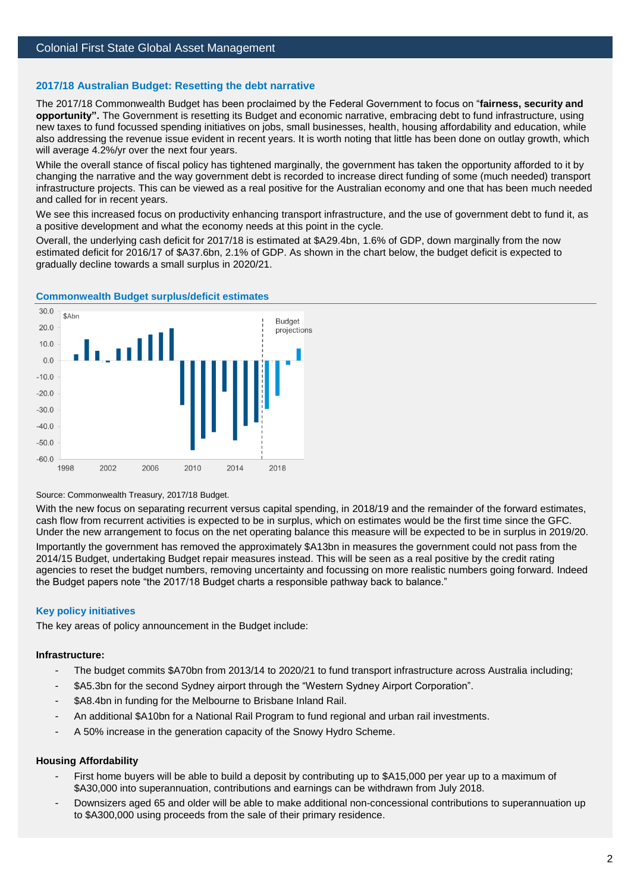## 2017/18 Australian Budget: Resetting the debt narrative

The 2017/18 Commonwealth Budget has been proclaimed by the Federal Government to focus on "**fairness, security and opportunity".** The Government is resetting its Budget and economic narrative, embracing debt to fund infrastructure, using new taxes to fund focussed spending initiatives on jobs, small businesses, health, housing affordability and education, while also addressing the revenue issue evident in recent years. It is worth noting that little has been done on outlay growth, which will average 4.2%/yr over the next four years.

While the overall stance of fiscal policy has tightened marginally, the government has taken the opportunity afforded to it by changing the narrative and the way government debt is recorded to increase direct funding of some (much needed) transport infrastructure projects. This can be viewed as a real positive for the Australian economy and one that has been much needed and called for in recent years.

We see this increased focus on productivity enhancing transport infrastructure, and the use of government debt to fund it, as a positive development and what the economy needs at this point in the cycle.

Overall, the underlying cash deficit for 2017/18 is estimated at $A29.4bn, 1.6% of GDP, down marginally from the now estimated deficit for 2016/17 of $A37.6bn, 2.1% of GDP. As shown in the chart below, the budget deficit is expected to gradually decline towards a small surplus in 2020/21.

### Commonwealth Budget surplus/deficit estimates

Source: Commonwealth Treasury, 2017/18 Budget.

With the new focus on separating recurrent versus capital spending, in 2018/19 and the remainder of the forward estimates, cash flow from recurrent activities is expected to be in surplus, which on estimates would be the first time since the GFC. Under the new arrangement to focus on the net operating balance this measure will be expected to be in surplus in 2019/20.

Importantly the government has removed the approximately $A13bn in measures the government could not pass from the 2014/15 Budget, undertaking Budget repair measures instead. This will be seen as a real positive by the credit rating agencies to reset the budget numbers, removing uncertainty and focussing on more realistic numbers going forward. Indeed the Budget papers note "the 2017/18 Budget charts a responsible pathway back to balance."

## Key policy initiatives

The key areas of policy announcement in the Budget include:

**Infrastructure:**

- The budget commits $A70bn from 2013/14 to 2020/21 to fund transport infrastructure across Australia including;
- $A5.3bn for the second Sydney airport through the "Western Sydney Airport Corporation".
- $A8.4bn in funding for the Melbourne to Brisbane Inland Rail.
- An additional $A10bn for a National Rail Program to fund regional and urban rail investments.
- A 50% increase in the generation capacity of the Snowy Hydro Scheme.

**Housing Affordability**

- First home buyers will be able to build a deposit by contributing up to $A15,000 per year up to a maximum of $A30,000 into superannuation, contributions and earnings can be withdrawn from July 2018.
- Downsizers aged 65 and older will be able to make additional non-concessional contributions to superannuation up to $A300,000 using proceeds from the sale of their primary residence.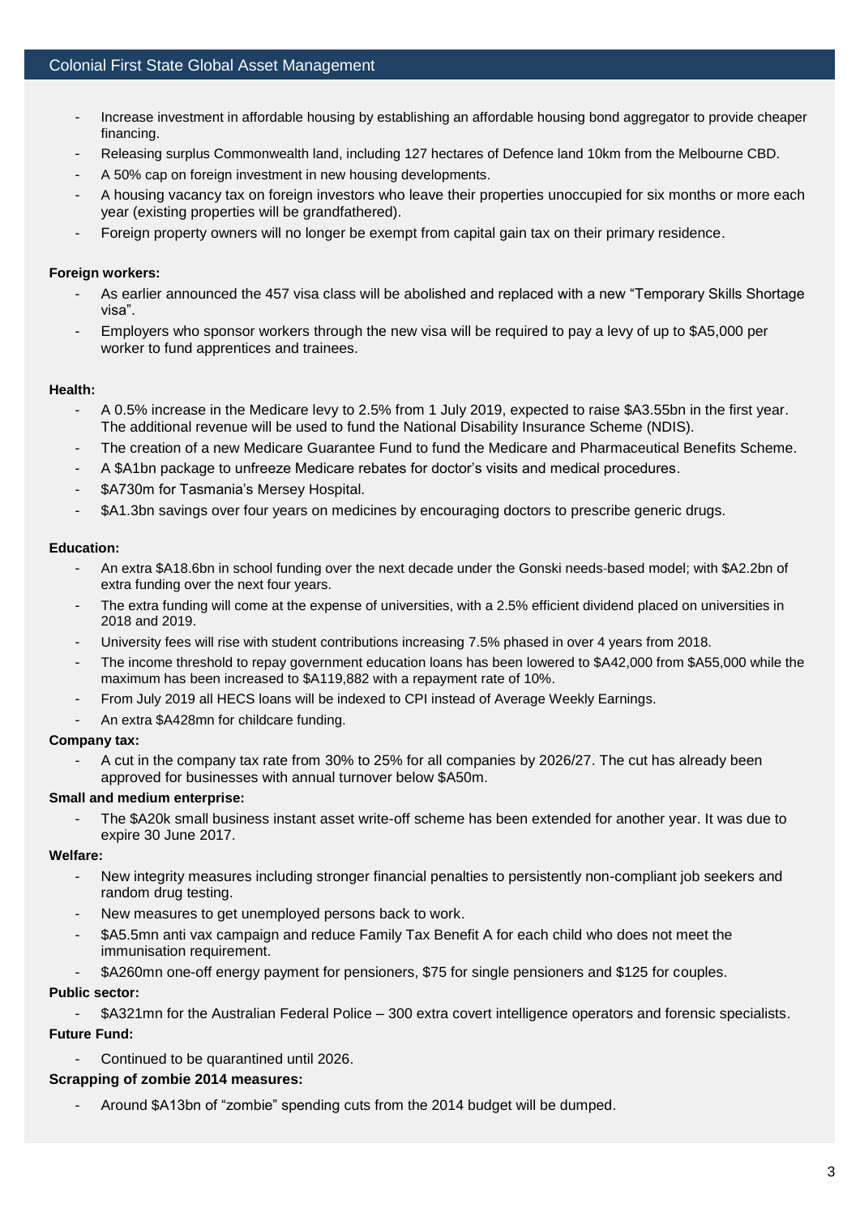- Increase investment in affordable housing by establishing an affordable housing bond aggregator to provide cheaper financing.
- Releasing surplus Commonwealth land, including 127 hectares of Defence land 10km from the Melbourne CBD.
- A 50% cap on foreign investment in new housing developments.
- A housing vacancy tax on foreign investors who leave their properties unoccupied for six months or more each year (existing properties will be grandfathered).
- Foreign property owners will no longer be exempt from capital gain tax on their primary residence.

**Foreign workers:**

- As earlier announced the 457 visa class will be abolished and replaced with a new "Temporary Skills Shortage visa".
- Employers who sponsor workers through the new visa will be required to pay a levy of up to $A5,000 per worker to fund apprentices and trainees.

**Health:**

- A 0.5% increase in the Medicare levy to 2.5% from 1 July 2019, expected to raise $A3.55bn in the first year. The additional revenue will be used to fund the National Disability Insurance Scheme (NDIS).
- The creation of a new Medicare Guarantee Fund to fund the Medicare and Pharmaceutical Benefits Scheme.
- A $A1bn package to unfreeze Medicare rebates for doctor's visits and medical procedures.
- $A730m for Tasmania's Mersey Hospital.
- $A1.3bn savings over four years on medicines by encouraging doctors to prescribe generic drugs.

**Education:**

- An extra $A18.6bn in school funding over the next decade under the Gonski needs-based model; with $A2.2bn of extra funding over the next four years.
- The extra funding will come at the expense of universities, with a 2.5% efficient dividend placed on universities in 2018 and 2019.
- University fees will rise with student contributions increasing 7.5% phased in over 4 years from 2018.
- The income threshold to repay government education loans has been lowered to $A42,000 from $A55,000 while the maximum has been increased to $A119,882 with a repayment rate of 10%.
- From July 2019 all HECS loans will be indexed to CPI instead of Average Weekly Earnings.
- An extra $A428mn for childcare funding.

**Company tax:**

- A cut in the company tax rate from 30% to 25% for all companies by 2026/27. The cut has already been approved for businesses with annual turnover below $A50m.

**Small and medium enterprise:**

- The $A20k small business instant asset write-off scheme has been extended for another year. It was due to expire 30 June 2017.

**Welfare:**

- New integrity measures including stronger financial penalties to persistently non-compliant job seekers and random drug testing.
- New measures to get unemployed persons back to work.
- $A5.5mn anti vax campaign and reduce Family Tax Benefit A for each child who does not meet the immunisation requirement.
- $A260mn one-off energy payment for pensioners, $75 for single pensioners and $125 for couples.

**Public sector:**

- $A321mn for the Australian Federal Police – 300 extra covert intelligence operators and forensic specialists.

**Future Fund:**

- Continued to be quarantined until 2026.

**Scrapping of zombie 2014 measures:**

- Around $A13bn of "zombie" spending cuts from the 2014 budget will be dumped.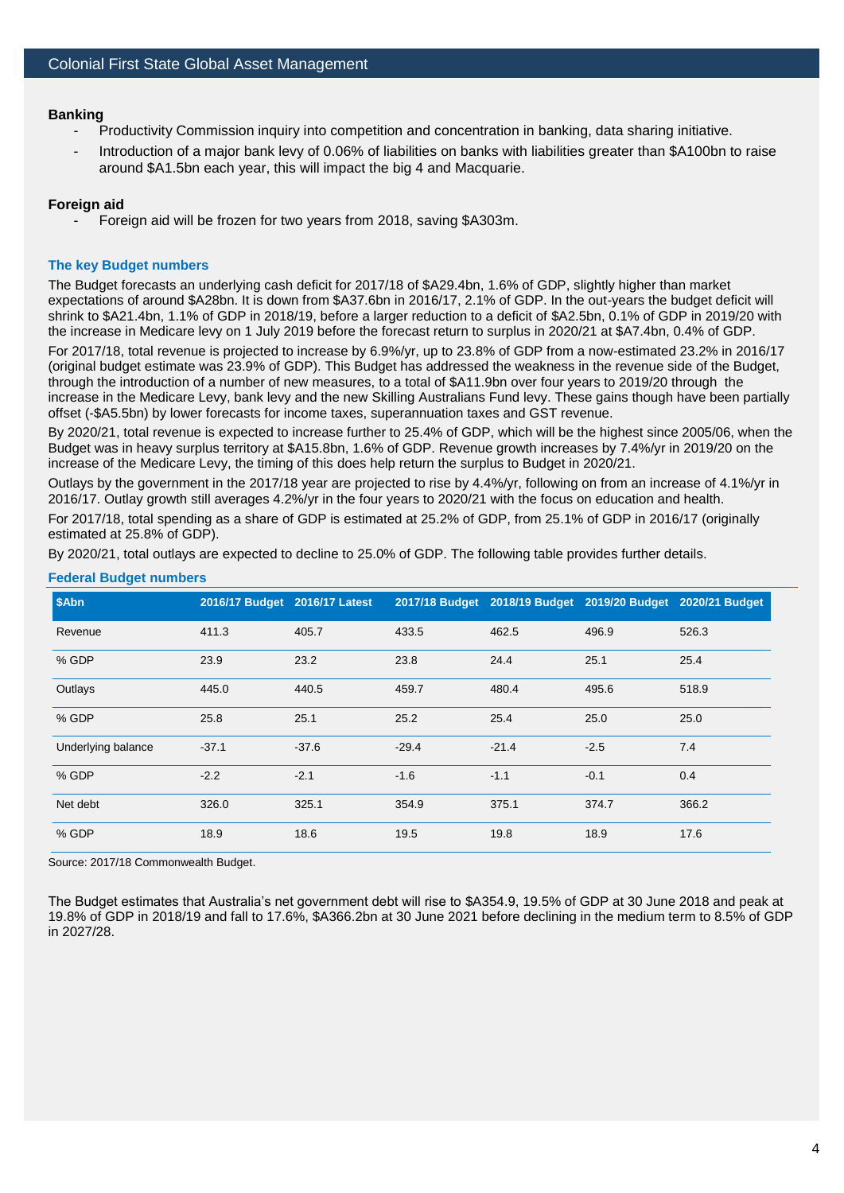**Banking**

- Productivity Commission inquiry into competition and concentration in banking, data sharing initiative.
- Introduction of a major bank levy of 0.06% of liabilities on banks with liabilities greater than $A100bn to raise around $A1.5bn each year, this will impact the big 4 and Macquarie.

**Foreign aid**

- Foreign aid will be frozen for two years from 2018, saving $A303m.

### The key Budget numbers

The Budget forecasts an underlying cash deficit for 2017/18 of $A29.4bn, 1.6% of GDP, slightly higher than market expectations of around $A28bn. It is down from $A37.6bn in 2016/17, 2.1% of GDP. In the out-years the budget deficit will shrink to $A21.4bn, 1.1% of GDP in 2018/19, before a larger reduction to a deficit of $A2.5bn, 0.1% of GDP in 2019/20 with the increase in Medicare levy on 1 July 2019 before the forecast return to surplus in 2020/21 at $A7.4bn, 0.4% of GDP.

For 2017/18, total revenue is projected to increase by 6.9%/yr, up to 23.8% of GDP from a now-estimated 23.2% in 2016/17 (original budget estimate was 23.9% of GDP). This Budget has addressed the weakness in the revenue side of the Budget, through the introduction of a number of new measures, to a total of $A11.9bn over four years to 2019/20 through the increase in the Medicare Levy, bank levy and the new Skilling Australians Fund levy. These gains though have been partially offset (-$A5.5bn) by lower forecasts for income taxes, superannuation taxes and GST revenue.

By 2020/21, total revenue is expected to increase further to 25.4% of GDP, which will be the highest since 2005/06, when the Budget was in heavy surplus territory at $A15.8bn, 1.6% of GDP. Revenue growth increases by 7.4%/yr in 2019/20 on the increase of the Medicare Levy, the timing of this does help return the surplus to Budget in 2020/21.

Outlays by the government in the 2017/18 year are projected to rise by 4.4%/yr, following on from an increase of 4.1%/yr in 2016/17. Outlay growth still averages 4.2%/yr in the four years to 2020/21 with the focus on education and health.

For 2017/18, total spending as a share of GDP is estimated at 25.2% of GDP, from 25.1% of GDP in 2016/17 (originally estimated at 25.8% of GDP).

By 2020/21, total outlays are expected to decline to 25.0% of GDP. The following table provides further details.

### Federal Budget numbers

| $Abn | 2016/17 Budget | 2016/17 Latest | 2017/18 Budget | 2018/19 Budget | 2019/20 Budget | 2020/21 Budget |
|---|---|---|---|---|---|---|
| Revenue | 411.3 | 405.7 | 433.5 | 462.5 | 496.9 | 526.3 |
| % GDP | 23.9 | 23.2 | 23.8 | 24.4 | 25.1 | 25.4 |
| Outlays | 445.0 | 440.5 | 459.7 | 480.4 | 495.6 | 518.9 |
| % GDP | 25.8 | 25.1 | 25.2 | 25.4 | 25.0 | 25.0 |
| Underlying balance | -37.1 | -37.6 | -29.4 | -21.4 | -2.5 | 7.4 |
| % GDP | -2.2 | -2.1 | -1.6 | -1.1 | -0.1 | 0.4 |
| Net debt | 326.0 | 325.1 | 354.9 | 375.1 | 374.7 | 366.2 |
| % GDP | 18.9 | 18.6 | 19.5 | 19.8 | 18.9 | 17.6 |

Source: 2017/18 Commonwealth Budget.

The Budget estimates that Australia's net government debt will rise to $A354.9, 19.5% of GDP at 30 June 2018 and peak at 19.8% of GDP in 2018/19 and fall to 17.6%, $A366.2bn at 30 June 2021 before declining in the medium term to 8.5% of GDP in 2027/28.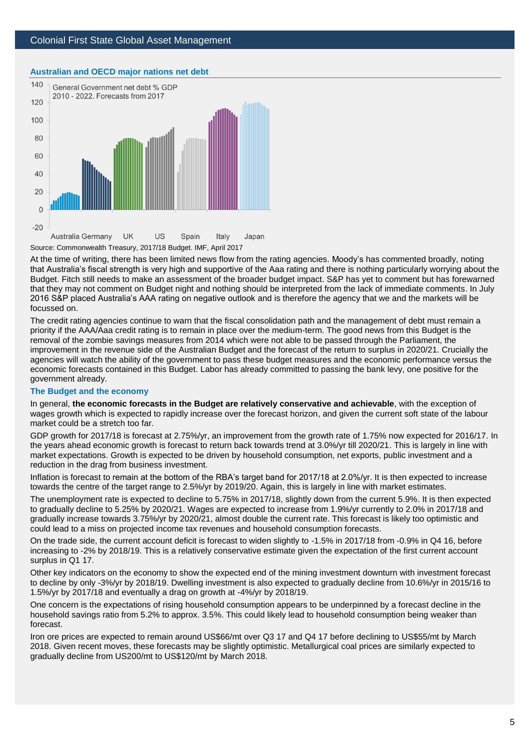### Australian and OECD major nations net debt

General Government net debt % GDP
2010 - 2022. Forecasts from 2017

Source: Commonwealth Treasury, 2017/18 Budget. IMF, April 2017

At the time of writing, there has been limited news flow from the rating agencies. Moody's has commented broadly, noting that Australia's fiscal strength is very high and supportive of the Aaa rating and there is nothing particularly worrying about the Budget. Fitch still needs to make an assessment of the broader budget impact. S&P has yet to comment but has forewarned that they may not comment on Budget night and nothing should be interpreted from the lack of immediate comments. In July 2016 S&P placed Australia's AAA rating on negative outlook and is therefore the agency that we and the markets will be focussed on.

The credit rating agencies continue to warn that the fiscal consolidation path and the management of debt must remain a priority if the AAA/Aaa credit rating is to remain in place over the medium-term. The good news from this Budget is the removal of the zombie savings measures from 2014 which were not able to be passed through the Parliament, the improvement in the revenue side of the Australian Budget and the forecast of the return to surplus in 2020/21. Crucially the agencies will watch the ability of the government to pass these budget measures and the economic performance versus the economic forecasts contained in this Budget. Labor has already committed to passing the bank levy, one positive for the government already.

### The Budget and the economy

In general, **the economic forecasts in the Budget are relatively conservative and achievable**, with the exception of wages growth which is expected to rapidly increase over the forecast horizon, and given the current soft state of the labour market could be a stretch too far.

GDP growth for 2017/18 is forecast at 2.75%/yr, an improvement from the growth rate of 1.75% now expected for 2016/17. In the years ahead economic growth is forecast to return back towards trend at 3.0%/yr till 2020/21. This is largely in line with market expectations. Growth is expected to be driven by household consumption, net exports, public investment and a reduction in the drag from business investment.

Inflation is forecast to remain at the bottom of the RBA's target band for 2017/18 at 2.0%/yr. It is then expected to increase towards the centre of the target range to 2.5%/yr by 2019/20. Again, this is largely in line with market estimates.

The unemployment rate is expected to decline to 5.75% in 2017/18, slightly down from the current 5.9%. It is then expected to gradually decline to 5.25% by 2020/21. Wages are expected to increase from 1.9%/yr currently to 2.0% in 2017/18 and gradually increase towards 3.75%/yr by 2020/21, almost double the current rate. This forecast is likely too optimistic and could lead to a miss on projected income tax revenues and household consumption forecasts.

On the trade side, the current account deficit is forecast to widen slightly to -1.5% in 2017/18 from -0.9% in Q4 16, before increasing to -2% by 2018/19. This is a relatively conservative estimate given the expectation of the first current account surplus in Q1 17.

Other key indicators on the economy to show the expected end of the mining investment downturn with investment forecast to decline by only -3%/yr by 2018/19. Dwelling investment is also expected to gradually decline from 10.6%/yr in 2015/16 to 1.5%/yr by 2017/18 and eventually a drag on growth at -4%/yr by 2018/19.

One concern is the expectations of rising household consumption appears to be underpinned by a forecast decline in the household savings ratio from 5.2% to approx. 3.5%. This could likely lead to household consumption being weaker than forecast.

Iron ore prices are expected to remain around US$66/mt over Q3 17 and Q4 17 before declining to US$55/mt by March 2018. Given recent moves, these forecasts may be slightly optimistic. Metallurgical coal prices are similarly expected to gradually decline from US200/mt to US$120/mt by March 2018.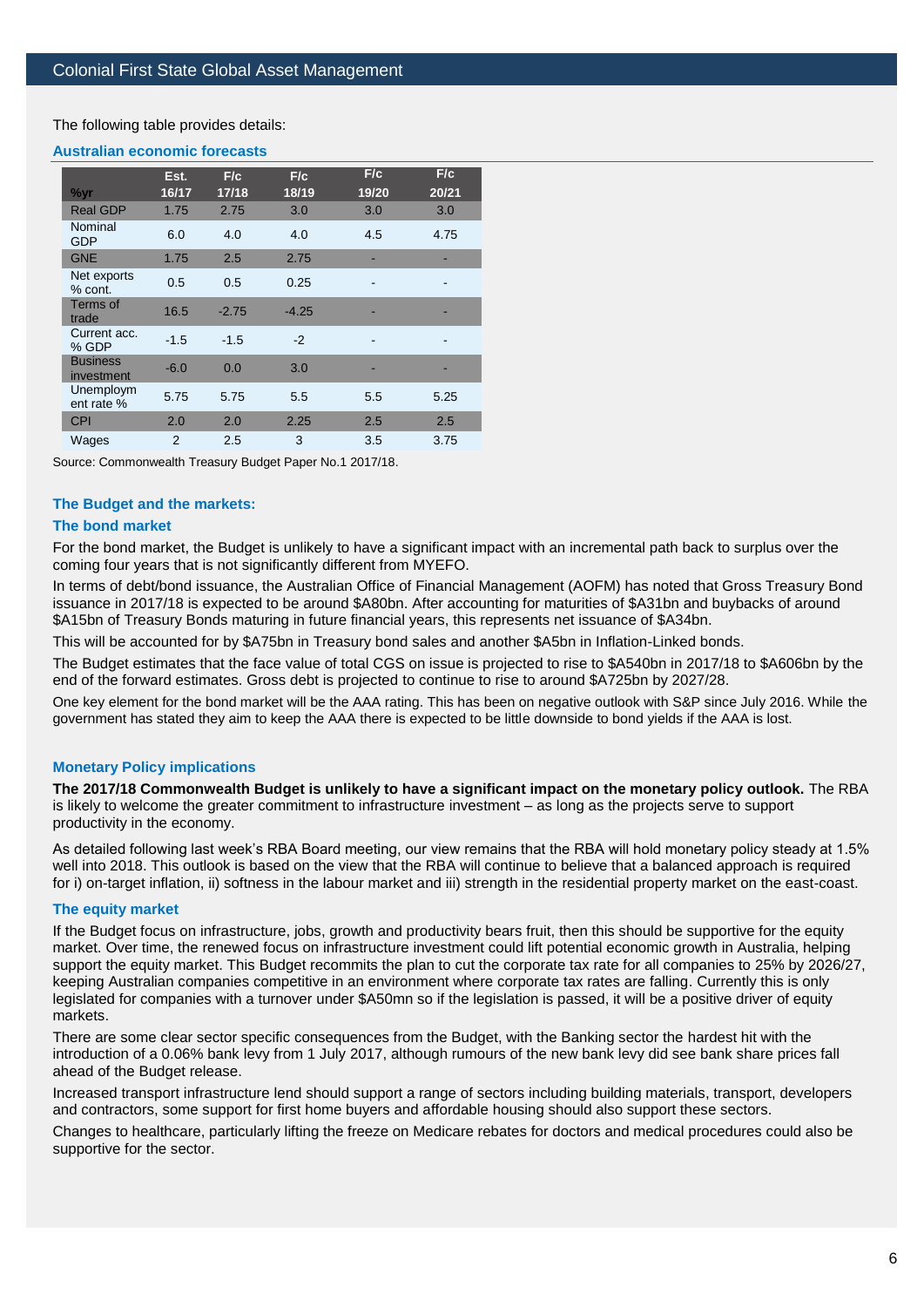The following table provides details:

### Australian economic forecasts

| %yr | Est. 16/17 | F/c 17/18 | F/c 18/19 | F/c 19/20 | F/c 20/21 |
|---|---|---|---|---|---|
| Real GDP | 1.75 | 2.75 | 3.0 | 3.0 | 3.0 |
| Nominal GDP | 6.0 | 4.0 | 4.0 | 4.5 | 4.75 |
| GNE | 1.75 | 2.5 | 2.75 | - | - |
| Net exports % cont. | 0.5 | 0.5 | 0.25 | - | - |
| Terms of trade | 16.5 | -2.75 | -4.25 | - | - |
| Current acc. % GDP | -1.5 | -1.5 | -2 | - | - |
| Business investment | -6.0 | 0.0 | 3.0 | - | - |
| Unemployment rate % | 5.75 | 5.75 | 5.5 | 5.5 | 5.25 |
| CPI | 2.0 | 2.0 | 2.25 | 2.5 | 2.5 |
| Wages | 2 | 2.5 | 3 | 3.5 | 3.75 |

Source: Commonwealth Treasury Budget Paper No.1 2017/18.

## The Budget and the markets:

### The bond market

For the bond market, the Budget is unlikely to have a significant impact with an incremental path back to surplus over the coming four years that is not significantly different from MYEFO.

In terms of debt/bond issuance, the Australian Office of Financial Management (AOFM) has noted that Gross Treasury Bond issuance in 2017/18 is expected to be around $A80bn. After accounting for maturities of $A31bn and buybacks of around $A15bn of Treasury Bonds maturing in future financial years, this represents net issuance of $A34bn.

This will be accounted for by $A75bn in Treasury bond sales and another $A5bn in Inflation-Linked bonds.

The Budget estimates that the face value of total CGS on issue is projected to rise to $A540bn in 2017/18 to $A606bn by the end of the forward estimates. Gross debt is projected to continue to rise to around $A725bn by 2027/28.

One key element for the bond market will be the AAA rating. This has been on negative outlook with S&P since July 2016. While the government has stated they aim to keep the AAA there is expected to be little downside to bond yields if the AAA is lost.

## Monetary Policy implications

**The 2017/18 Commonwealth Budget is unlikely to have a significant impact on the monetary policy outlook.** The RBA is likely to welcome the greater commitment to infrastructure investment – as long as the projects serve to support productivity in the economy.

As detailed following last week's RBA Board meeting, our view remains that the RBA will hold monetary policy steady at 1.5% well into 2018. This outlook is based on the view that the RBA will continue to believe that a balanced approach is required for i) on-target inflation, ii) softness in the labour market and iii) strength in the residential property market on the east-coast.

### The equity market

If the Budget focus on infrastructure, jobs, growth and productivity bears fruit, then this should be supportive for the equity market. Over time, the renewed focus on infrastructure investment could lift potential economic growth in Australia, helping support the equity market. This Budget recommits the plan to cut the corporate tax rate for all companies to 25% by 2026/27, keeping Australian companies competitive in an environment where corporate tax rates are falling. Currently this is only legislated for companies with a turnover under $A50mn so if the legislation is passed, it will be a positive driver of equity markets.

There are some clear sector specific consequences from the Budget, with the Banking sector the hardest hit with the introduction of a 0.06% bank levy from 1 July 2017, although rumours of the new bank levy did see bank share prices fall ahead of the Budget release.

Increased transport infrastructure lend should support a range of sectors including building materials, transport, developers and contractors, some support for first home buyers and affordable housing should also support these sectors.

Changes to healthcare, particularly lifting the freeze on Medicare rebates for doctors and medical procedures could also be supportive for the sector.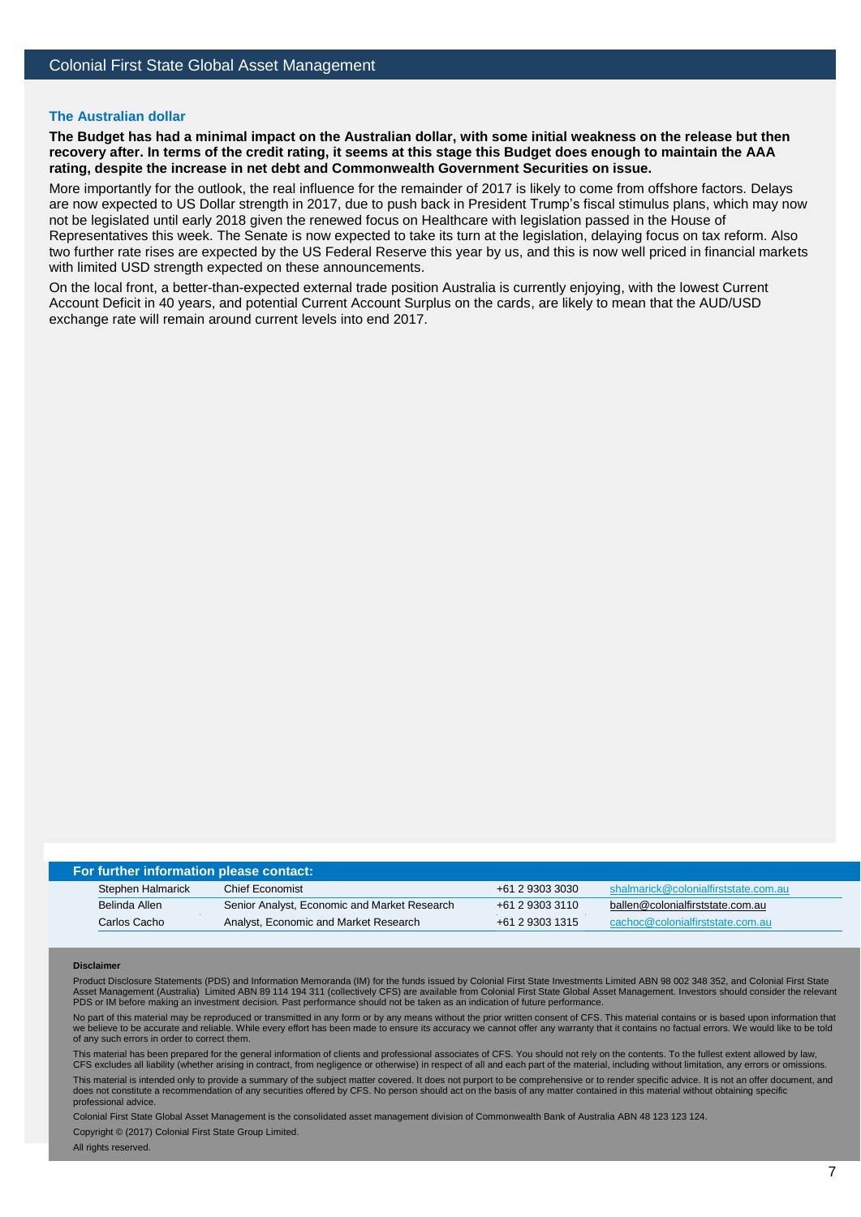### The Australian dollar

**The Budget has had a minimal impact on the Australian dollar, with some initial weakness on the release but then recovery after. In terms of the credit rating, it seems at this stage this Budget does enough to maintain the AAA rating, despite the increase in net debt and Commonwealth Government Securities on issue.**

More importantly for the outlook, the real influence for the remainder of 2017 is likely to come from offshore factors. Delays are now expected to US Dollar strength in 2017, due to push back in President Trump's fiscal stimulus plans, which may now not be legislated until early 2018 given the renewed focus on Healthcare with legislation passed in the House of Representatives this week. The Senate is now expected to take its turn at the legislation, delaying focus on tax reform. Also two further rate rises are expected by the US Federal Reserve this year by us, and this is now well priced in financial markets with limited USD strength expected on these announcements.

On the local front, a better-than-expected external trade position Australia is currently enjoying, with the lowest Current Account Deficit in 40 years, and potential Current Account Surplus on the cards, are likely to mean that the AUD/USD exchange rate will remain around current levels into end 2017.

**For further information please contact:**

| | | | |
|---|---|---|---|
| Stephen Halmarick | Chief Economist | +61 2 9303 3030 | shalmarick@colonialfirststate.com.au |
| Belinda Allen | Senior Analyst, Economic and Market Research | +61 2 9303 3110 | ballen@colonialfirststate.com.au |
| Carlos Cacho | Analyst, Economic and Market Research | +61 2 9303 1315 | cachoc@colonialfirststate.com.au |

**Disclaimer**

Product Disclosure Statements (PDS) and Information Memoranda (IM) for the funds issued by Colonial First State Investments Limited ABN 98 002 348 352, and Colonial First State Asset Management (Australia) Limited ABN 89 114 194 311 (collectively CFS) are available from Colonial First State Global Asset Management. Investors should consider the relevant PDS or IM before making an investment decision. Past performance should not be taken as an indication of future performance.

No part of this material may be reproduced or transmitted in any form or by any means without the prior written consent of CFS. This material contains or is based upon information that we believe to be accurate and reliable. While every effort has been made to ensure its accuracy we cannot offer any warranty that it contains no factual errors. We would like to be told of any such errors in order to correct them.

This material has been prepared for the general information of clients and professional associates of CFS. You should not rely on the contents. To the fullest extent allowed by law, CFS excludes all liability (whether arising in contract, from negligence or otherwise) in respect of all and each part of the material, including without limitation, any errors or omissions.

This material is intended only to provide a summary of the subject matter covered. It does not purport to be comprehensive or to render specific advice. It is not an offer document, and does not constitute a recommendation of any securities offered by CFS. No person should act on the basis of any matter contained in this material without obtaining specific professional advice.

Colonial First State Global Asset Management is the consolidated asset management division of Commonwealth Bank of Australia ABN 48 123 123 124.

Copyright © (2017) Colonial First State Group Limited.

All rights reserved.